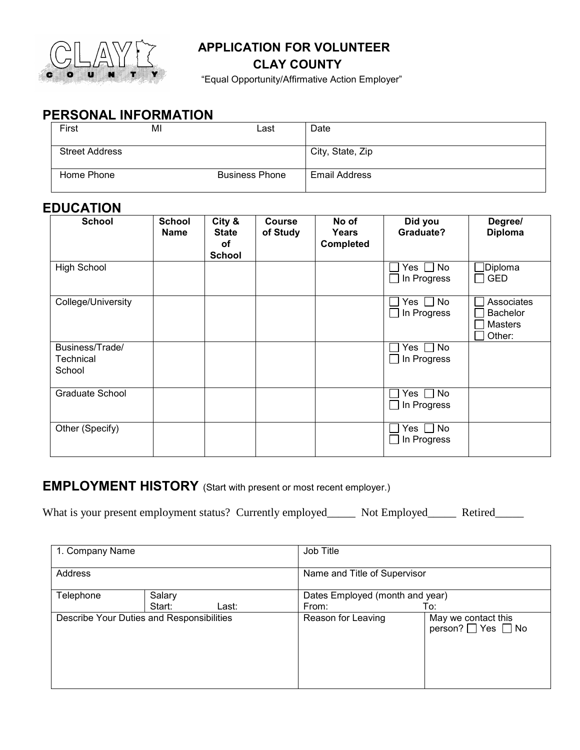# APPLICATION FOR VOLUNTEER
## CLAY COUNTY

"Equal Opportunity/Affirmative Action Employer"

## PERSONAL INFORMATION

| First MI Last | Date |
|---|---|
| Street Address | City, State, Zip |
| Home Phone Business Phone | Email Address |

## EDUCATION

| School | School Name | City & State of School | Course of Study | No of Years Completed | Did you Graduate? | Degree/ Diploma |
|---|---|---|---|---|---|---|
| High School | | | | | ☐ Yes ☐ No ☐ In Progress | ☐ Diploma ☐ GED |
| College/University | | | | | ☐ Yes ☐ No ☐ In Progress | ☐ Associates ☐ Bachelor ☐ Masters ☐ Other: |
| Business/Trade/ Technical School | | | | | ☐ Yes ☐ No ☐ In Progress | |
| Graduate School | | | | | ☐ Yes ☐ No ☐ In Progress | |
| Other (Specify) | | | | | ☐ Yes ☐ No ☐ In Progress | |

## EMPLOYMENT HISTORY (Start with present or most recent employer.)

What is your present employment status? Currently employed_____ Not Employed_____ Retired_____

| 1. Company Name | | Job Title | |
|---|---|---|---|
| Address | | Name and Title of Supervisor | |
| Telephone | Salary Start: Last: | Dates Employed (month and year) From: To: | |
| Describe Your Duties and Responsibilities | | Reason for Leaving | May we contact this person? ☐ Yes ☐ No |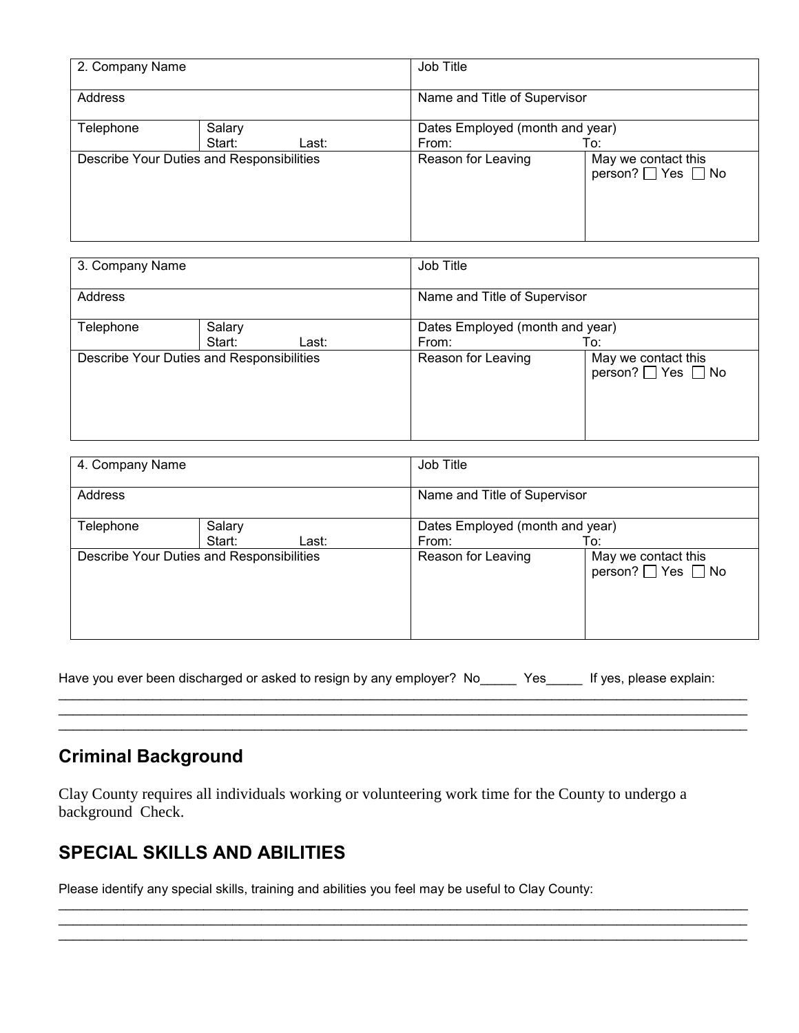| 2. Company Name | | Job Title | |
|---|---|---|---|
| Address | | Name and Title of Supervisor | |
| Telephone | Salary<br>Start: Last: | Dates Employed (month and year)<br>From: To: | |
| Describe Your Duties and Responsibilities | | Reason for Leaving | May we contact this person? ☐ Yes ☐ No |

| 3. Company Name | | Job Title | |
|---|---|---|---|
| Address | | Name and Title of Supervisor | |
| Telephone | Salary<br>Start: Last: | Dates Employed (month and year)<br>From: To: | |
| Describe Your Duties and Responsibilities | | Reason for Leaving | May we contact this person? ☐ Yes ☐ No |

| 4. Company Name | | Job Title | |
|---|---|---|---|
| Address | | Name and Title of Supervisor | |
| Telephone | Salary<br>Start: Last: | Dates Employed (month and year)<br>From: To: | |
| Describe Your Duties and Responsibilities | | Reason for Leaving | May we contact this person? ☐ Yes ☐ No |

Have you ever been discharged or asked to resign by any employer? No_____ Yes_____ If yes, please explain:
____________________________________________________________________________________________
____________________________________________________________________________________________
____________________________________________________________________________________________

## Criminal Background

Clay County requires all individuals working or volunteering work time for the County to undergo a background Check.

## SPECIAL SKILLS AND ABILITIES

Please identify any special skills, training and abilities you feel may be useful to Clay County:
____________________________________________________________________________________________
____________________________________________________________________________________________
____________________________________________________________________________________________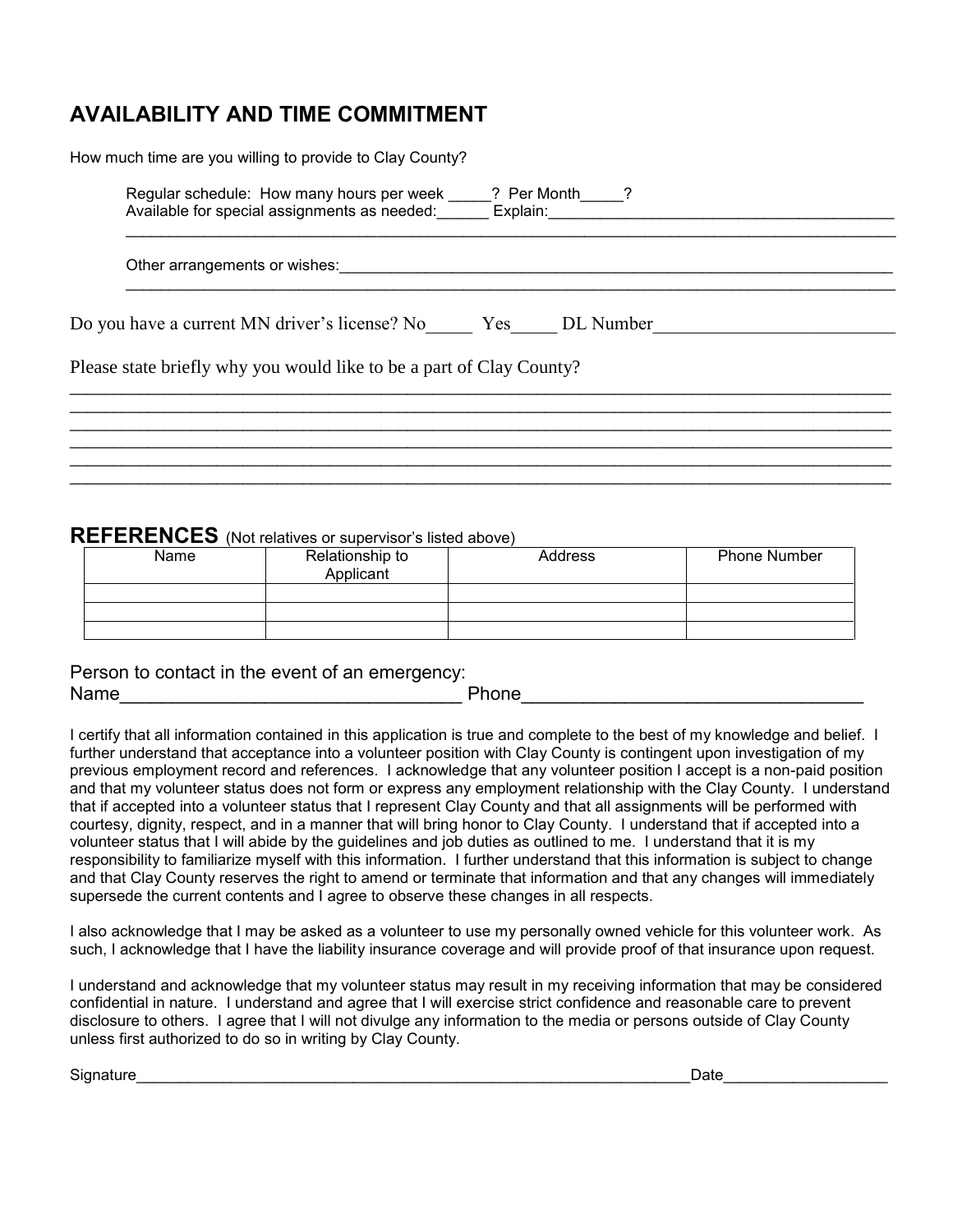## AVAILABILITY AND TIME COMMITMENT

How much time are you willing to provide to Clay County?

Regular schedule: How many hours per week _____? Per Month_____?
Available for special assignments as needed:______ Explain:________________________________________
_____________________________________________________________________________________________

Other arrangements or wishes:___________________________________________________________________
_____________________________________________________________________________________________

Do you have a current MN driver's license? No_____ Yes_____ DL Number__________________________

Please state briefly why you would like to be a part of Clay County?
_____________________________________________________________________________________________
_____________________________________________________________________________________________
_____________________________________________________________________________________________
_____________________________________________________________________________________________
_____________________________________________________________________________________________
_____________________________________________________________________________________________

## REFERENCES (Not relatives or supervisor's listed above)

| Name | Relationship to Applicant | Address | Phone Number |
|---|---|---|---|
| | | | |
| | | | |
| | | | |

Person to contact in the event of an emergency:
Name_________________________________ Phone_________________________________

I certify that all information contained in this application is true and complete to the best of my knowledge and belief. I further understand that acceptance into a volunteer position with Clay County is contingent upon investigation of my previous employment record and references. I acknowledge that any volunteer position I accept is a non-paid position and that my volunteer status does not form or express any employment relationship with the Clay County. I understand that if accepted into a volunteer status that I represent Clay County and that all assignments will be performed with courtesy, dignity, respect, and in a manner that will bring honor to Clay County. I understand that if accepted into a volunteer status that I will abide by the guidelines and job duties as outlined to me. I understand that it is my responsibility to familiarize myself with this information. I further understand that this information is subject to change and that Clay County reserves the right to amend or terminate that information and that any changes will immediately supersede the current contents and I agree to observe these changes in all respects.

I also acknowledge that I may be asked as a volunteer to use my personally owned vehicle for this volunteer work. As such, I acknowledge that I have the liability insurance coverage and will provide proof of that insurance upon request.

I understand and acknowledge that my volunteer status may result in my receiving information that may be considered confidential in nature. I understand and agree that I will exercise strict confidence and reasonable care to prevent disclosure to others. I agree that I will not divulge any information to the media or persons outside of Clay County unless first authorized to do so in writing by Clay County.

Signature__________________________________________________________________Date___________________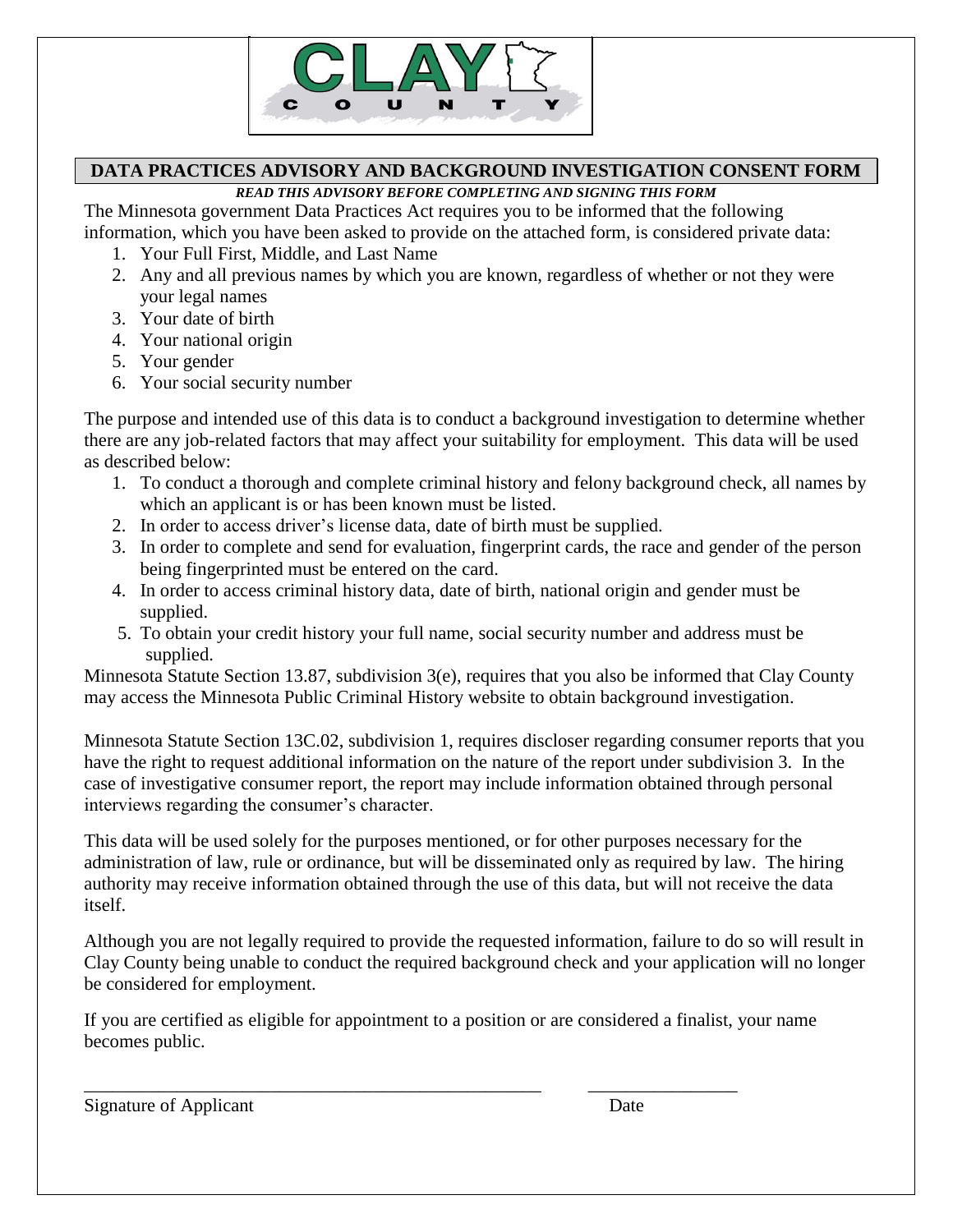CLAY COUNTY

## DATA PRACTICES ADVISORY AND BACKGROUND INVESTIGATION CONSENT FORM

***READ THIS ADVISORY BEFORE COMPLETING AND SIGNING THIS FORM***

The Minnesota government Data Practices Act requires you to be informed that the following information, which you have been asked to provide on the attached form, is considered private data:

1. Your Full First, Middle, and Last Name
2. Any and all previous names by which you are known, regardless of whether or not they were your legal names
3. Your date of birth
4. Your national origin
5. Your gender
6. Your social security number

The purpose and intended use of this data is to conduct a background investigation to determine whether there are any job-related factors that may affect your suitability for employment. This data will be used as described below:

1. To conduct a thorough and complete criminal history and felony background check, all names by which an applicant is or has been known must be listed.
2. In order to access driver's license data, date of birth must be supplied.
3. In order to complete and send for evaluation, fingerprint cards, the race and gender of the person being fingerprinted must be entered on the card.
4. In order to access criminal history data, date of birth, national origin and gender must be supplied.
5. To obtain your credit history your full name, social security number and address must be supplied.

Minnesota Statute Section 13.87, subdivision 3(e), requires that you also be informed that Clay County may access the Minnesota Public Criminal History website to obtain background investigation.

Minnesota Statute Section 13C.02, subdivision 1, requires discloser regarding consumer reports that you have the right to request additional information on the nature of the report under subdivision 3. In the case of investigative consumer report, the report may include information obtained through personal interviews regarding the consumer's character.

This data will be used solely for the purposes mentioned, or for other purposes necessary for the administration of law, rule or ordinance, but will be disseminated only as required by law. The hiring authority may receive information obtained through the use of this data, but will not receive the data itself.

Although you are not legally required to provide the requested information, failure to do so will result in Clay County being unable to conduct the required background check and your application will no longer be considered for employment.

If you are certified as eligible for appointment to a position or are considered a finalist, your name becomes public.

\_\_\_\_\_\_\_\_\_\_\_\_\_\_\_\_\_\_\_\_\_\_\_\_\_\_\_\_\_\_\_\_\_\_\_\_\_\_\_\_\_\_\_\_\_\_\_\_ \_\_\_\_\_\_\_\_\_\_\_\_\_\_\_\_

Signature of Applicant Date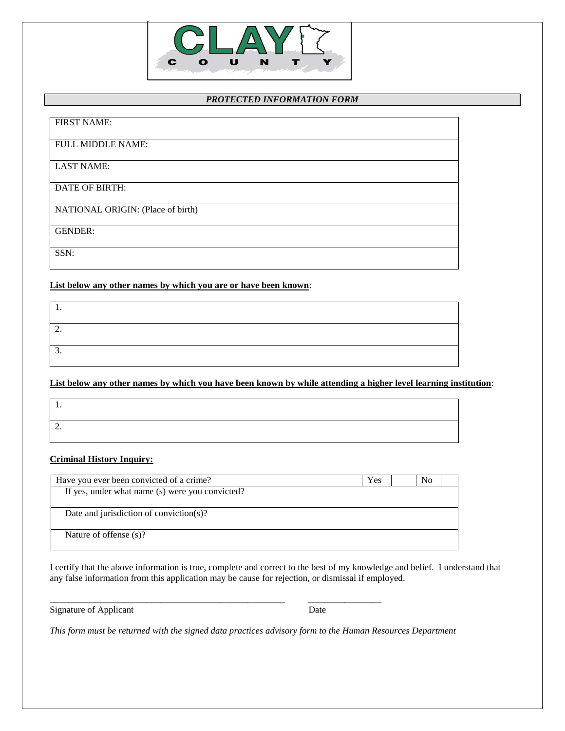CLAY COUNTY

**_PROTECTED INFORMATION FORM_**

| |
|---|
| FIRST NAME: |
| FULL MIDDLE NAME: |
| LAST NAME: |
| DATE OF BIRTH: |
| NATIONAL ORIGIN: (Place of birth) |
| GENDER: |
| SSN: |

**List below any other names by which you are or have been known**:

| |
|---|
| 1. |
| 2. |
| 3. |

**List below any other names by which you have been known by while attending a higher level learning institution**:

| |
|---|
| 1. |
| 2. |

**Criminal History Inquiry:**

| | | | | |
|---|---|---|---|---|
| Have you ever been convicted of a crime? | Yes | | No | |
| If yes, under what name (s) were you convicted? | | | | |
| Date and jurisdiction of conviction(s)? | | | | |
| Nature of offense (s)? | | | | |

I certify that the above information is true, complete and correct to the best of my knowledge and belief. I understand that any false information from this application may be cause for rejection, or dismissal if employed.

_____________________________________________________ ________________

Signature of Applicant Date

*This form must be returned with the signed data practices advisory form to the Human Resources Department*